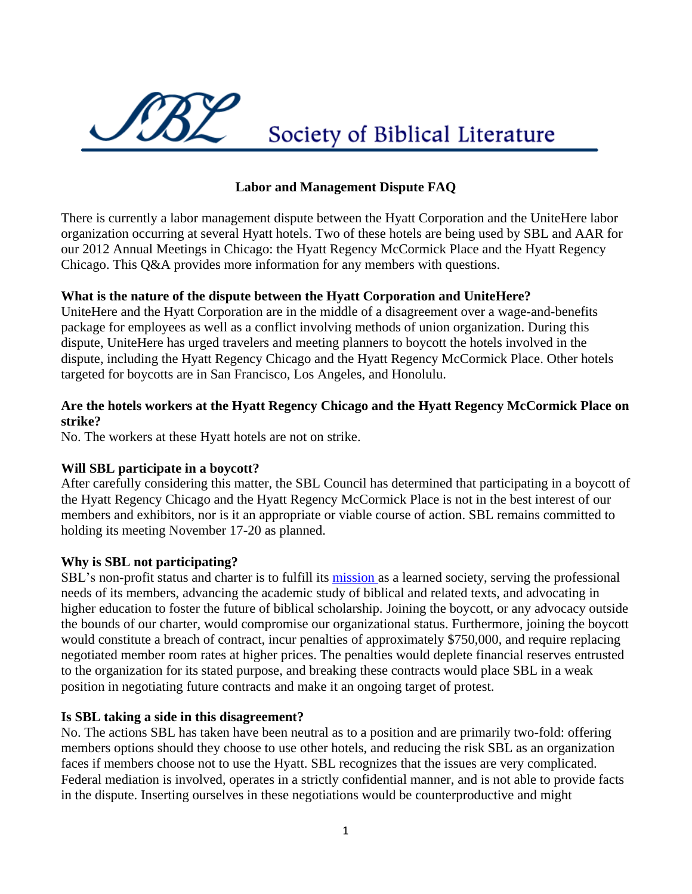# Society of Biblical Literature

**Labor and Management Dispute FAQ**

There is currently a labor management dispute between the Hyatt Corporation and the UniteHere labor organization occurring at several Hyatt hotels. Two of these hotels are being used by SBL and AAR for our 2012 Annual Meetings in Chicago: the Hyatt Regency McCormick Place and the Hyatt Regency Chicago. This Q&A provides more information for any members with questions.

**What is the nature of the dispute between the Hyatt Corporation and UniteHere?**
UniteHere and the Hyatt Corporation are in the middle of a disagreement over a wage-and-benefits package for employees as well as a conflict involving methods of union organization. During this dispute, UniteHere has urged travelers and meeting planners to boycott the hotels involved in the dispute, including the Hyatt Regency Chicago and the Hyatt Regency McCormick Place. Other hotels targeted for boycotts are in San Francisco, Los Angeles, and Honolulu.

**Are the hotels workers at the Hyatt Regency Chicago and the Hyatt Regency McCormick Place on strike?**
No. The workers at these Hyatt hotels are not on strike.

**Will SBL participate in a boycott?**
After carefully considering this matter, the SBL Council has determined that participating in a boycott of the Hyatt Regency Chicago and the Hyatt Regency McCormick Place is not in the best interest of our members and exhibitors, nor is it an appropriate or viable course of action. SBL remains committed to holding its meeting November 17-20 as planned.

**Why is SBL not participating?**
SBL's non-profit status and charter is to fulfill its mission as a learned society, serving the professional needs of its members, advancing the academic study of biblical and related texts, and advocating in higher education to foster the future of biblical scholarship. Joining the boycott, or any advocacy outside the bounds of our charter, would compromise our organizational status. Furthermore, joining the boycott would constitute a breach of contract, incur penalties of approximately $750,000, and require replacing negotiated member room rates at higher prices. The penalties would deplete financial reserves entrusted to the organization for its stated purpose, and breaking these contracts would place SBL in a weak position in negotiating future contracts and make it an ongoing target of protest.

**Is SBL taking a side in this disagreement?**
No. The actions SBL has taken have been neutral as to a position and are primarily two-fold: offering members options should they choose to use other hotels, and reducing the risk SBL as an organization faces if members choose not to use the Hyatt. SBL recognizes that the issues are very complicated. Federal mediation is involved, operates in a strictly confidential manner, and is not able to provide facts in the dispute. Inserting ourselves in these negotiations would be counterproductive and might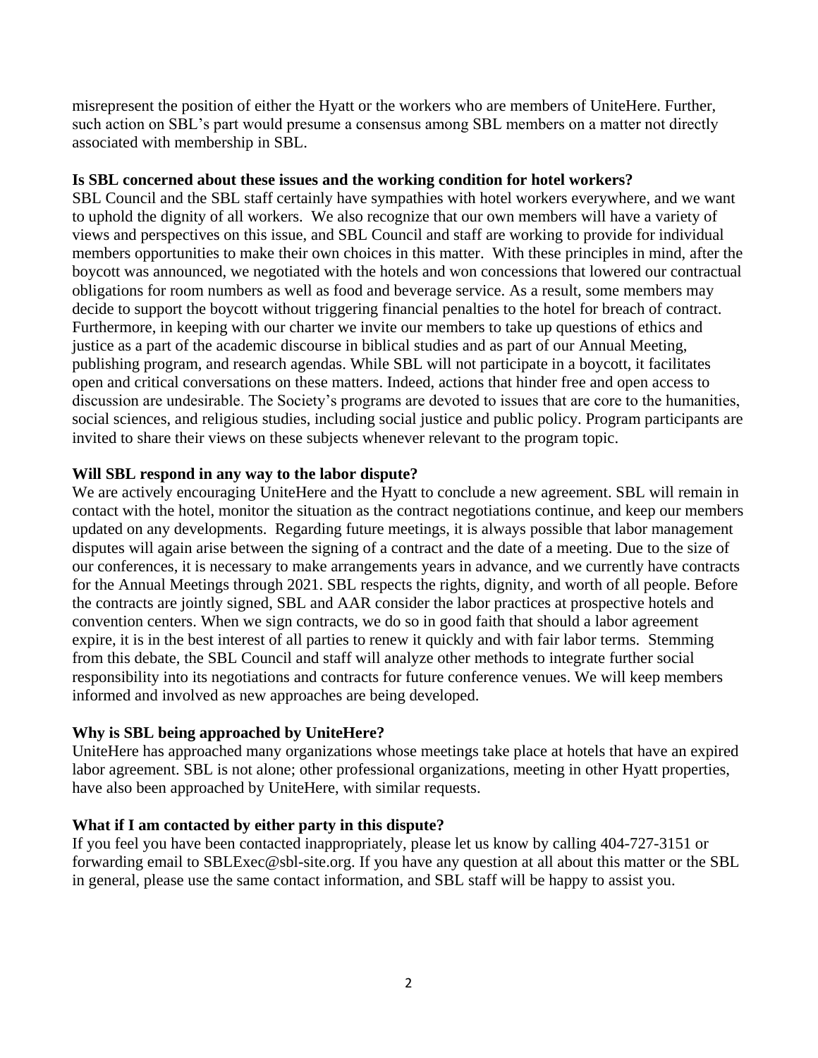misrepresent the position of either the Hyatt or the workers who are members of UniteHere. Further, such action on SBL's part would presume a consensus among SBL members on a matter not directly associated with membership in SBL.

**Is SBL concerned about these issues and the working condition for hotel workers?**

SBL Council and the SBL staff certainly have sympathies with hotel workers everywhere, and we want to uphold the dignity of all workers. We also recognize that our own members will have a variety of views and perspectives on this issue, and SBL Council and staff are working to provide for individual members opportunities to make their own choices in this matter. With these principles in mind, after the boycott was announced, we negotiated with the hotels and won concessions that lowered our contractual obligations for room numbers as well as food and beverage service. As a result, some members may decide to support the boycott without triggering financial penalties to the hotel for breach of contract. Furthermore, in keeping with our charter we invite our members to take up questions of ethics and justice as a part of the academic discourse in biblical studies and as part of our Annual Meeting, publishing program, and research agendas. While SBL will not participate in a boycott, it facilitates open and critical conversations on these matters. Indeed, actions that hinder free and open access to discussion are undesirable. The Society's programs are devoted to issues that are core to the humanities, social sciences, and religious studies, including social justice and public policy. Program participants are invited to share their views on these subjects whenever relevant to the program topic.

**Will SBL respond in any way to the labor dispute?**

We are actively encouraging UniteHere and the Hyatt to conclude a new agreement. SBL will remain in contact with the hotel, monitor the situation as the contract negotiations continue, and keep our members updated on any developments. Regarding future meetings, it is always possible that labor management disputes will again arise between the signing of a contract and the date of a meeting. Due to the size of our conferences, it is necessary to make arrangements years in advance, and we currently have contracts for the Annual Meetings through 2021. SBL respects the rights, dignity, and worth of all people. Before the contracts are jointly signed, SBL and AAR consider the labor practices at prospective hotels and convention centers. When we sign contracts, we do so in good faith that should a labor agreement expire, it is in the best interest of all parties to renew it quickly and with fair labor terms. Stemming from this debate, the SBL Council and staff will analyze other methods to integrate further social responsibility into its negotiations and contracts for future conference venues. We will keep members informed and involved as new approaches are being developed.

**Why is SBL being approached by UniteHere?**

UniteHere has approached many organizations whose meetings take place at hotels that have an expired labor agreement. SBL is not alone; other professional organizations, meeting in other Hyatt properties, have also been approached by UniteHere, with similar requests.

**What if I am contacted by either party in this dispute?**

If you feel you have been contacted inappropriately, please let us know by calling 404-727-3151 or forwarding email to SBLExec@sbl-site.org. If you have any question at all about this matter or the SBL in general, please use the same contact information, and SBL staff will be happy to assist you.